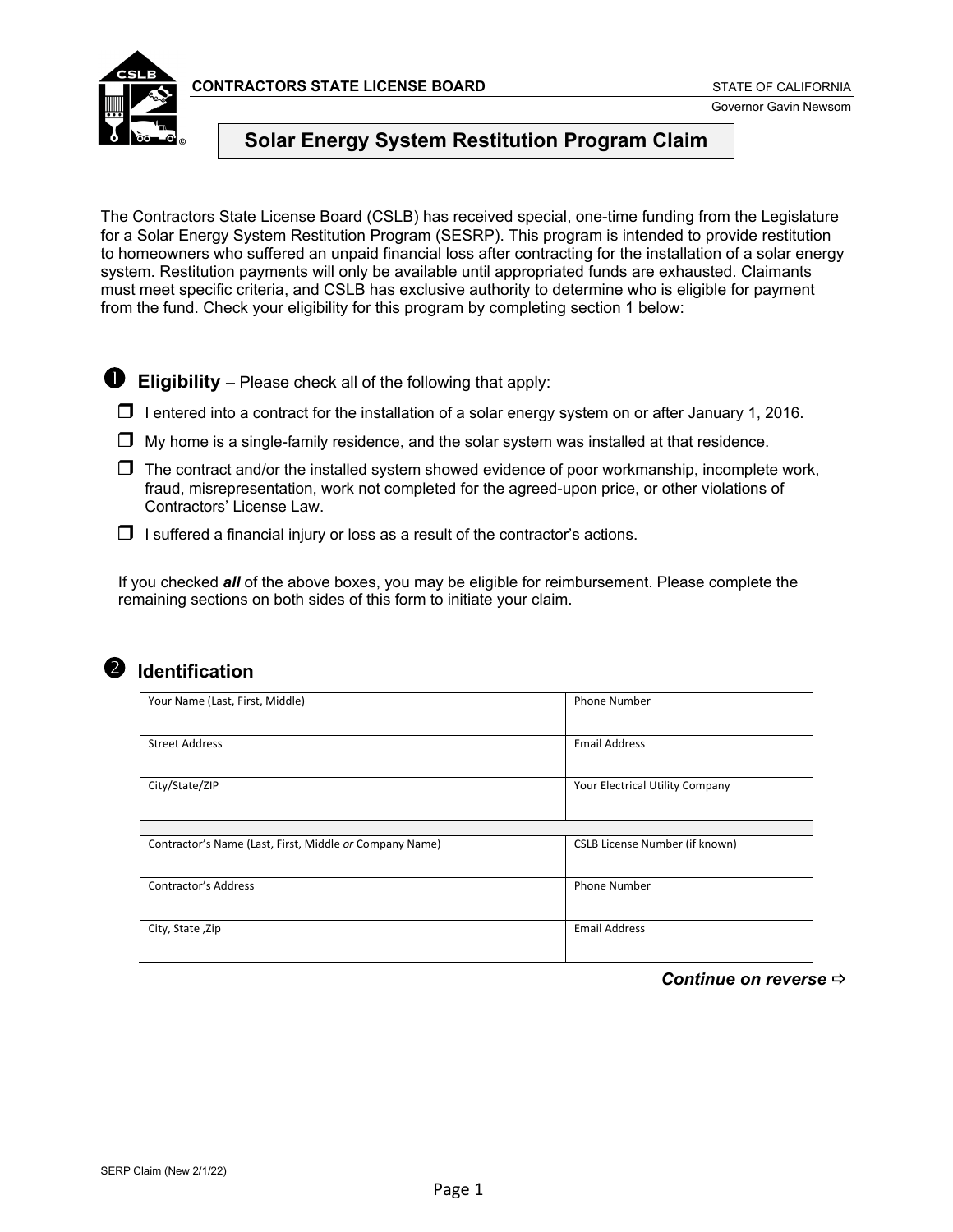CONTRACTORS STATE LICENSE BOARD

STATE OF CALIFORNIA

Governor Gavin Newsom

# Solar Energy System Restitution Program Claim

The Contractors State License Board (CSLB) has received special, one-time funding from the Legislature for a Solar Energy System Restitution Program (SESRP). This program is intended to provide restitution to homeowners who suffered an unpaid financial loss after contracting for the installation of a solar energy system. Restitution payments will only be available until appropriated funds are exhausted. Claimants must meet specific criteria, and CSLB has exclusive authority to determine who is eligible for payment from the fund. Check your eligibility for this program by completing section 1 below:

## ❶ Eligibility – Please check all of the following that apply:

- ☐ I entered into a contract for the installation of a solar energy system on or after January 1, 2016.
- ☐ My home is a single-family residence, and the solar system was installed at that residence.
- ☐ The contract and/or the installed system showed evidence of poor workmanship, incomplete work, fraud, misrepresentation, work not completed for the agreed-upon price, or other violations of Contractors' License Law.
- ☐ I suffered a financial injury or loss as a result of the contractor's actions.

If you checked ***all*** of the above boxes, you may be eligible for reimbursement. Please complete the remaining sections on both sides of this form to initiate your claim.

## ❷ Identification

| Your Name (Last, First, Middle) | Phone Number |
|---|---|
| Street Address | Email Address |
| City/State/ZIP | Your Electrical Utility Company |

| Contractor's Name (Last, First, Middle *or* Company Name) | CSLB License Number (if known) |
|---|---|
| Contractor's Address | Phone Number |
| City, State ,Zip | Email Address |

***Continue on reverse*** ⇨

SERP Claim (New 2/1/22)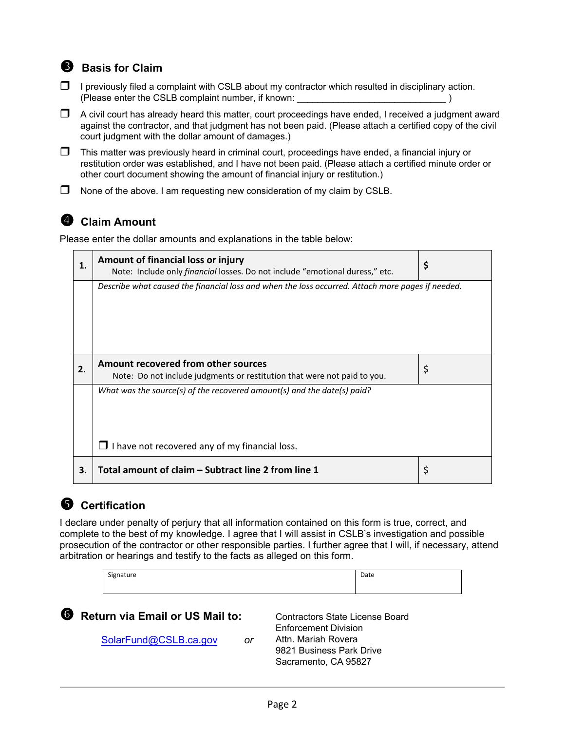## ❸ Basis for Claim

- ❒ I previously filed a complaint with CSLB about my contractor which resulted in disciplinary action. (Please enter the CSLB complaint number, if known: ______________________________ )
- ❒ A civil court has already heard this matter, court proceedings have ended, I received a judgment award against the contractor, and that judgment has not been paid. (Please attach a certified copy of the civil court judgment with the dollar amount of damages.)
- ❒ This matter was previously heard in criminal court, proceedings have ended, a financial injury or restitution order was established, and I have not been paid. (Please attach a certified minute order or other court document showing the amount of financial injury or restitution.)
- ❒ None of the above. I am requesting new consideration of my claim by CSLB.

## ❹ Claim Amount

Please enter the dollar amounts and explanations in the table below:

| | | |
|---|---|---|
| **1.** | **Amount of financial loss or injury**<br>Note: Include only *financial* losses. Do not include "emotional duress," etc. | **$** |
| | *Describe what caused the financial loss and when the loss occurred. Attach more pages if needed.* | |
| **2.** | **Amount recovered from other sources**<br>Note: Do not include judgments or restitution that were not paid to you. | $ |
| | *What was the source(s) of the recovered amount(s) and the date(s) paid?*<br><br>❒ I have not recovered any of my financial loss. | |
| **3.** | **Total amount of claim – Subtract line 2 from line 1** | $ |

## ❺ Certification

I declare under penalty of perjury that all information contained on this form is true, correct, and complete to the best of my knowledge. I agree that I will assist in CSLB's investigation and possible prosecution of the contractor or other responsible parties. I further agree that I will, if necessary, attend arbitration or hearings and testify to the facts as alleged on this form.

| Signature | Date |
|---|---|
| | |

## ❻ Return via Email or US Mail to:

SolarFund@CSLB.ca.gov *or*

Contractors State License Board
Enforcement Division
Attn. Mariah Rovera
9821 Business Park Drive
Sacramento, CA 95827